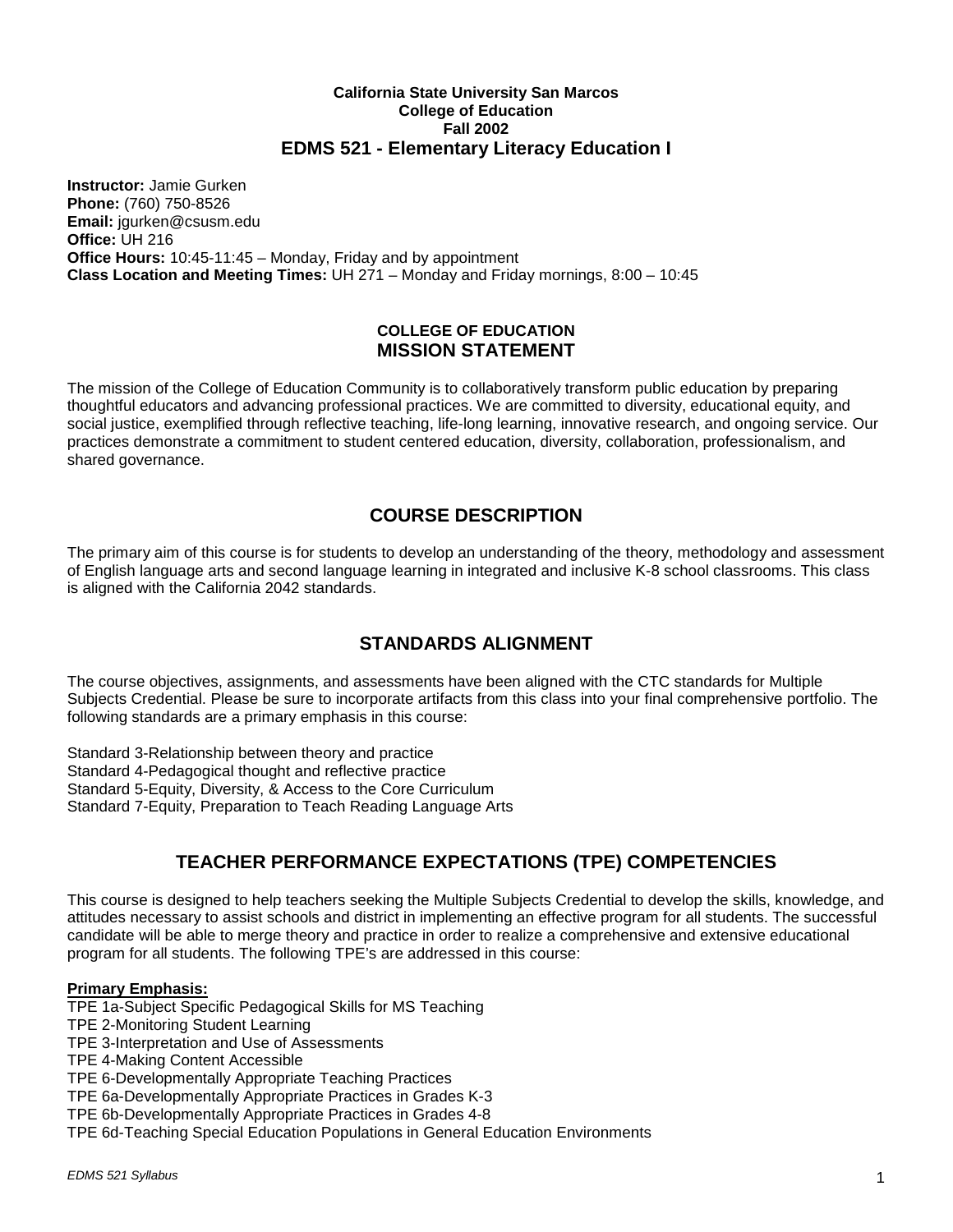**California State University San Marcos**
**College of Education**
**Fall 2002**

# EDMS 521 - Elementary Literacy Education I

**Instructor:** Jamie Gurken
**Phone:** (760) 750-8526
**Email:** jgurken@csusm.edu
**Office:** UH 216
**Office Hours:** 10:45-11:45 – Monday, Friday and by appointment
**Class Location and Meeting Times:** UH 271 – Monday and Friday mornings, 8:00 – 10:45

## COLLEGE OF EDUCATION MISSION STATEMENT

The mission of the College of Education Community is to collaboratively transform public education by preparing thoughtful educators and advancing professional practices. We are committed to diversity, educational equity, and social justice, exemplified through reflective teaching, life-long learning, innovative research, and ongoing service. Our practices demonstrate a commitment to student centered education, diversity, collaboration, professionalism, and shared governance.

## COURSE DESCRIPTION

The primary aim of this course is for students to develop an understanding of the theory, methodology and assessment of English language arts and second language learning in integrated and inclusive K-8 school classrooms. This class is aligned with the California 2042 standards.

## STANDARDS ALIGNMENT

The course objectives, assignments, and assessments have been aligned with the CTC standards for Multiple Subjects Credential. Please be sure to incorporate artifacts from this class into your final comprehensive portfolio. The following standards are a primary emphasis in this course:

Standard 3-Relationship between theory and practice
Standard 4-Pedagogical thought and reflective practice
Standard 5-Equity, Diversity, & Access to the Core Curriculum
Standard 7-Equity, Preparation to Teach Reading Language Arts

## TEACHER PERFORMANCE EXPECTATIONS (TPE) COMPETENCIES

This course is designed to help teachers seeking the Multiple Subjects Credential to develop the skills, knowledge, and attitudes necessary to assist schools and district in implementing an effective program for all students. The successful candidate will be able to merge theory and practice in order to realize a comprehensive and extensive educational program for all students. The following TPE's are addressed in this course:

**Primary Emphasis:**

TPE 1a-Subject Specific Pedagogical Skills for MS Teaching
TPE 2-Monitoring Student Learning
TPE 3-Interpretation and Use of Assessments
TPE 4-Making Content Accessible
TPE 6-Developmentally Appropriate Teaching Practices
TPE 6a-Developmentally Appropriate Practices in Grades K-3
TPE 6b-Developmentally Appropriate Practices in Grades 4-8
TPE 6d-Teaching Special Education Populations in General Education Environments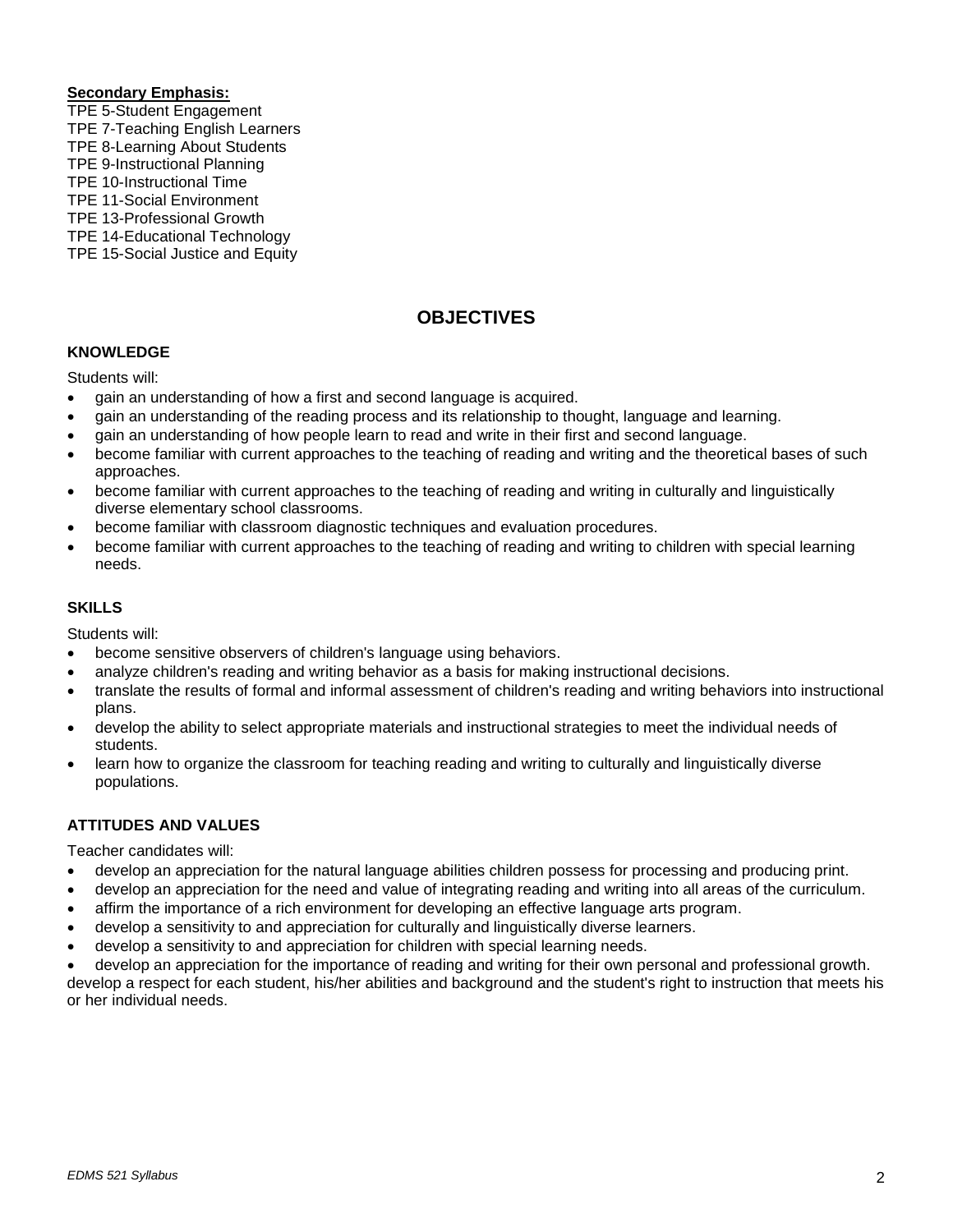**Secondary Emphasis:**

TPE 5-Student Engagement
TPE 7-Teaching English Learners
TPE 8-Learning About Students
TPE 9-Instructional Planning
TPE 10-Instructional Time
TPE 11-Social Environment
TPE 13-Professional Growth
TPE 14-Educational Technology
TPE 15-Social Justice and Equity

## OBJECTIVES

### KNOWLEDGE

Students will:

- gain an understanding of how a first and second language is acquired.
- gain an understanding of the reading process and its relationship to thought, language and learning.
- gain an understanding of how people learn to read and write in their first and second language.
- become familiar with current approaches to the teaching of reading and writing and the theoretical bases of such approaches.
- become familiar with current approaches to the teaching of reading and writing in culturally and linguistically diverse elementary school classrooms.
- become familiar with classroom diagnostic techniques and evaluation procedures.
- become familiar with current approaches to the teaching of reading and writing to children with special learning needs.

### SKILLS

Students will:

- become sensitive observers of children's language using behaviors.
- analyze children's reading and writing behavior as a basis for making instructional decisions.
- translate the results of formal and informal assessment of children's reading and writing behaviors into instructional plans.
- develop the ability to select appropriate materials and instructional strategies to meet the individual needs of students.
- learn how to organize the classroom for teaching reading and writing to culturally and linguistically diverse populations.

### ATTITUDES AND VALUES

Teacher candidates will:

- develop an appreciation for the natural language abilities children possess for processing and producing print.
- develop an appreciation for the need and value of integrating reading and writing into all areas of the curriculum.
- affirm the importance of a rich environment for developing an effective language arts program.
- develop a sensitivity to and appreciation for culturally and linguistically diverse learners.
- develop a sensitivity to and appreciation for children with special learning needs.
- develop an appreciation for the importance of reading and writing for their own personal and professional growth.

develop a respect for each student, his/her abilities and background and the student's right to instruction that meets his or her individual needs.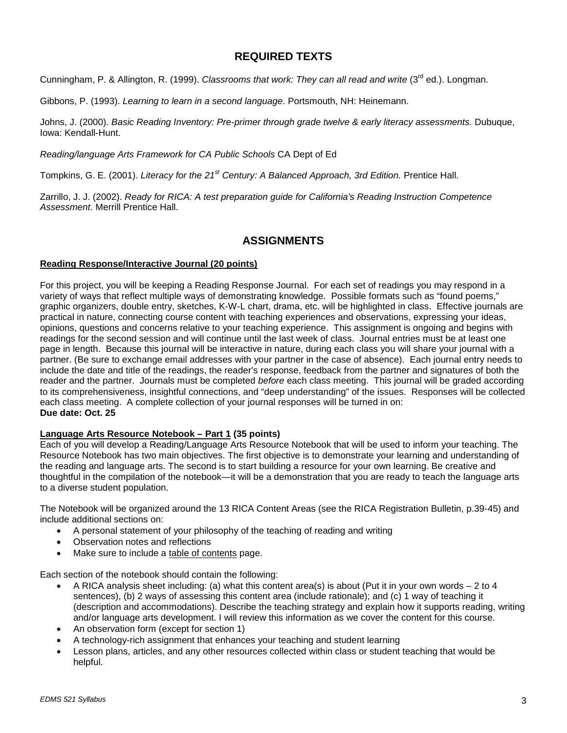## REQUIRED TEXTS

Cunningham, P. & Allington, R. (1999). *Classrooms that work: They can all read and write* (3rd ed.). Longman.

Gibbons, P. (1993). *Learning to learn in a second language*. Portsmouth, NH: Heinemann.

Johns, J. (2000). *Basic Reading Inventory: Pre-primer through grade twelve & early literacy assessments.* Dubuque, Iowa: Kendall-Hunt.

*Reading/language Arts Framework for CA Public Schools* CA Dept of Ed

Tompkins, G. E. (2001). *Literacy for the 21st Century: A Balanced Approach, 3rd Edition.* Prentice Hall.

Zarrillo, J. J. (2002). *Ready for RICA: A test preparation guide for California's Reading Instruction Competence Assessment*. Merrill Prentice Hall.

## ASSIGNMENTS

**Reading Response/Interactive Journal (20 points)**

For this project, you will be keeping a Reading Response Journal. For each set of readings you may respond in a variety of ways that reflect multiple ways of demonstrating knowledge. Possible formats such as "found poems," graphic organizers, double entry, sketches, K-W-L chart, drama, etc. will be highlighted in class. Effective journals are practical in nature, connecting course content with teaching experiences and observations, expressing your ideas, opinions, questions and concerns relative to your teaching experience. This assignment is ongoing and begins with readings for the second session and will continue until the last week of class. Journal entries must be at least one page in length. Because this journal will be interactive in nature, during each class you will share your journal with a partner. (Be sure to exchange email addresses with your partner in the case of absence). Each journal entry needs to include the date and title of the readings, the reader's response, feedback from the partner and signatures of both the reader and the partner. Journals must be completed *before* each class meeting. This journal will be graded according to its comprehensiveness, insightful connections, and "deep understanding" of the issues. Responses will be collected each class meeting. A complete collection of your journal responses will be turned in on:
**Due date: Oct. 25**

**Language Arts Resource Notebook – Part 1 (35 points)**
Each of you will develop a Reading/Language Arts Resource Notebook that will be used to inform your teaching. The Resource Notebook has two main objectives. The first objective is to demonstrate your learning and understanding of the reading and language arts. The second is to start building a resource for your own learning. Be creative and thoughtful in the compilation of the notebook—it will be a demonstration that you are ready to teach the language arts to a diverse student population.

The Notebook will be organized around the 13 RICA Content Areas (see the RICA Registration Bulletin, p.39-45) and include additional sections on:

- A personal statement of your philosophy of the teaching of reading and writing
- Observation notes and reflections
- Make sure to include a table of contents page.

Each section of the notebook should contain the following:

- A RICA analysis sheet including: (a) what this content area(s) is about (Put it in your own words – 2 to 4 sentences), (b) 2 ways of assessing this content area (include rationale); and (c) 1 way of teaching it (description and accommodations). Describe the teaching strategy and explain how it supports reading, writing and/or language arts development. I will review this information as we cover the content for this course.
- An observation form (except for section 1)
- A technology-rich assignment that enhances your teaching and student learning
- Lesson plans, articles, and any other resources collected within class or student teaching that would be helpful.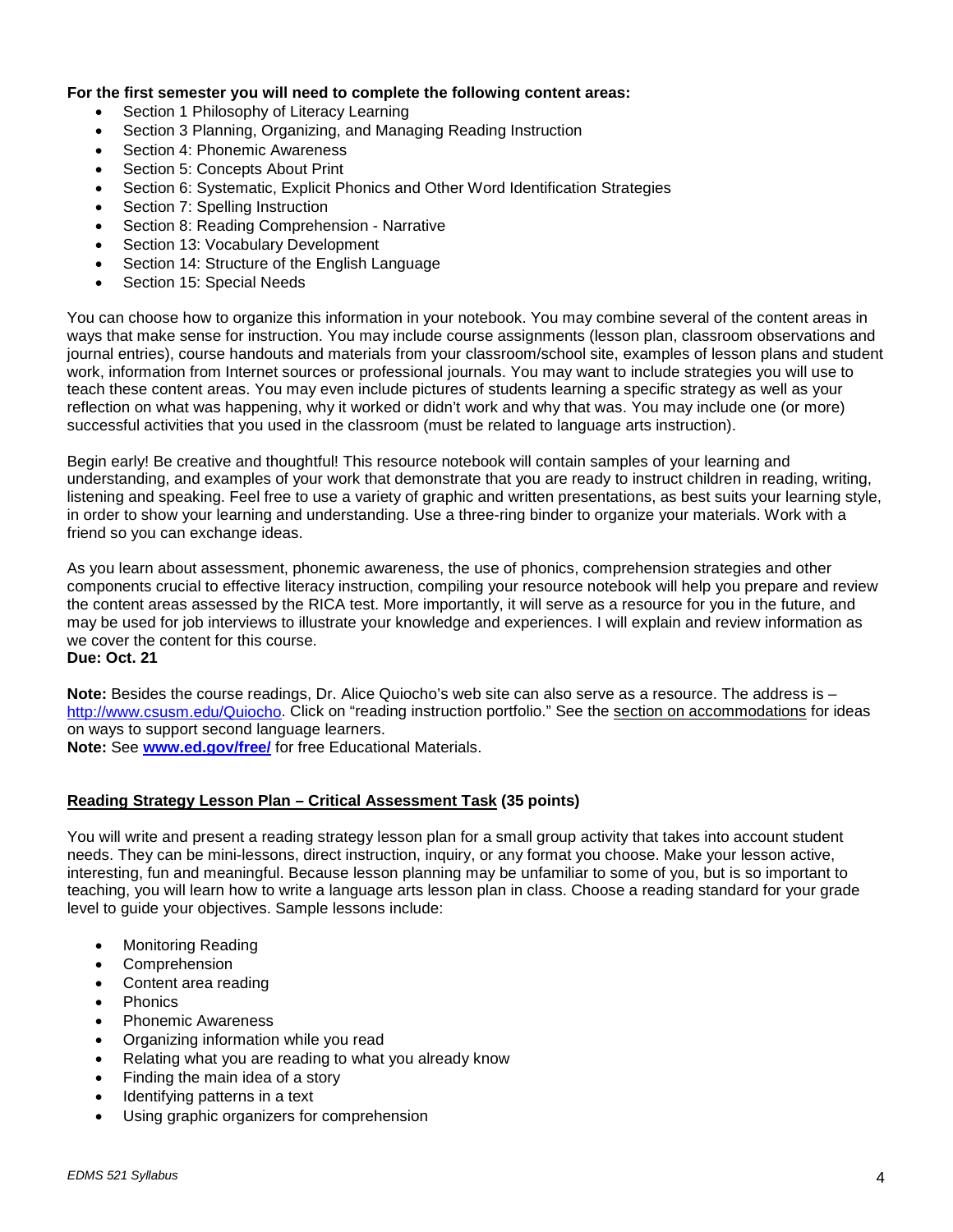**For the first semester you will need to complete the following content areas:**

- Section 1 Philosophy of Literacy Learning
- Section 3 Planning, Organizing, and Managing Reading Instruction
- Section 4: Phonemic Awareness
- Section 5: Concepts About Print
- Section 6: Systematic, Explicit Phonics and Other Word Identification Strategies
- Section 7: Spelling Instruction
- Section 8: Reading Comprehension - Narrative
- Section 13: Vocabulary Development
- Section 14: Structure of the English Language
- Section 15: Special Needs

You can choose how to organize this information in your notebook. You may combine several of the content areas in ways that make sense for instruction. You may include course assignments (lesson plan, classroom observations and journal entries), course handouts and materials from your classroom/school site, examples of lesson plans and student work, information from Internet sources or professional journals. You may want to include strategies you will use to teach these content areas. You may even include pictures of students learning a specific strategy as well as your reflection on what was happening, why it worked or didn't work and why that was. You may include one (or more) successful activities that you used in the classroom (must be related to language arts instruction).

Begin early! Be creative and thoughtful! This resource notebook will contain samples of your learning and understanding, and examples of your work that demonstrate that you are ready to instruct children in reading, writing, listening and speaking. Feel free to use a variety of graphic and written presentations, as best suits your learning style, in order to show your learning and understanding. Use a three-ring binder to organize your materials. Work with a friend so you can exchange ideas.

As you learn about assessment, phonemic awareness, the use of phonics, comprehension strategies and other components crucial to effective literacy instruction, compiling your resource notebook will help you prepare and review the content areas assessed by the RICA test. More importantly, it will serve as a resource for you in the future, and may be used for job interviews to illustrate your knowledge and experiences. I will explain and review information as we cover the content for this course.
**Due: Oct. 21**

**Note:** Besides the course readings, Dr. Alice Quiocho's web site can also serve as a resource. The address is – http://www.csusm.edu/Quiocho. Click on "reading instruction portfolio." See the section on accommodations for ideas on ways to support second language learners.
**Note:** See **www.ed.gov/free/** for free Educational Materials.

**Reading Strategy Lesson Plan – Critical Assessment Task (35 points)**

You will write and present a reading strategy lesson plan for a small group activity that takes into account student needs. They can be mini-lessons, direct instruction, inquiry, or any format you choose. Make your lesson active, interesting, fun and meaningful. Because lesson planning may be unfamiliar to some of you, but is so important to teaching, you will learn how to write a language arts lesson plan in class. Choose a reading standard for your grade level to guide your objectives. Sample lessons include:

- Monitoring Reading
- Comprehension
- Content area reading
- Phonics
- Phonemic Awareness
- Organizing information while you read
- Relating what you are reading to what you already know
- Finding the main idea of a story
- Identifying patterns in a text
- Using graphic organizers for comprehension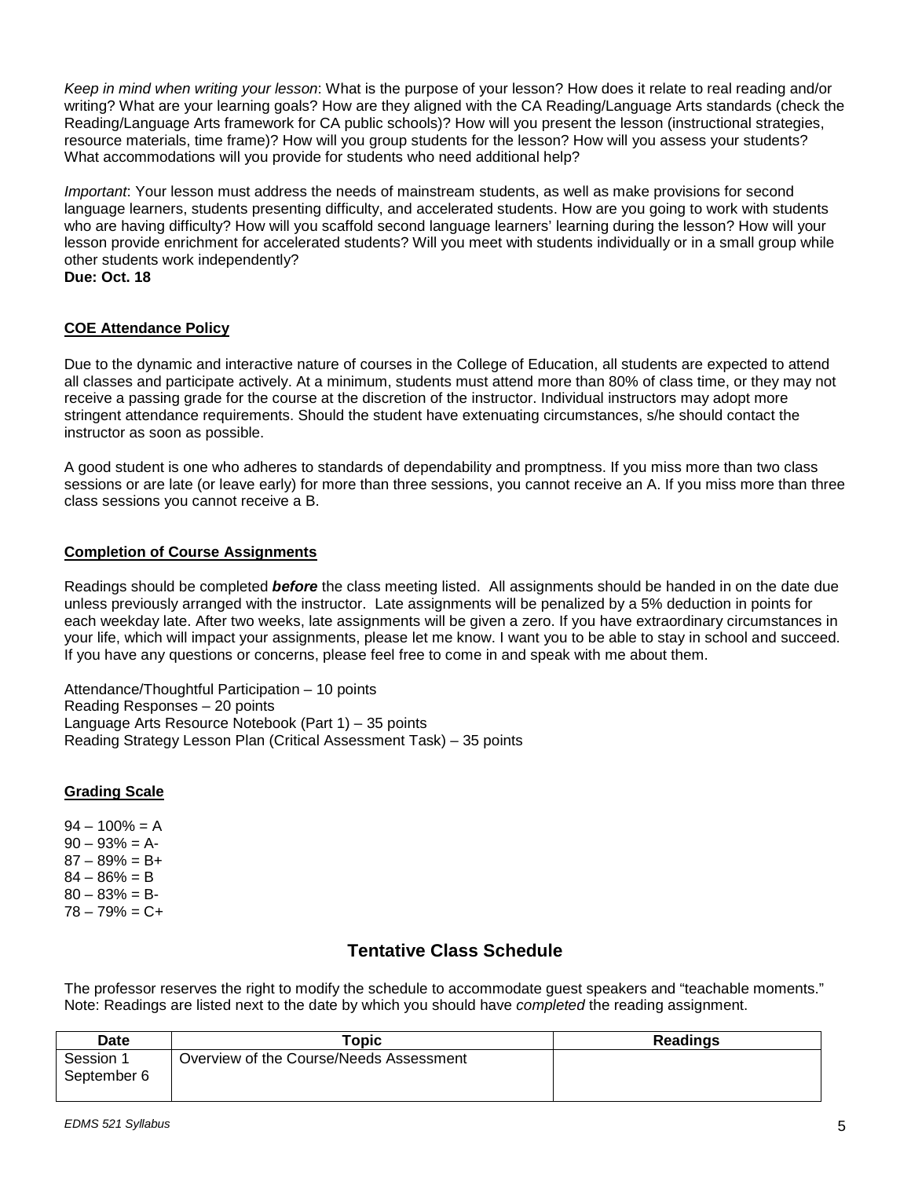*Keep in mind when writing your lesson*: What is the purpose of your lesson? How does it relate to real reading and/or writing? What are your learning goals? How are they aligned with the CA Reading/Language Arts standards (check the Reading/Language Arts framework for CA public schools)? How will you present the lesson (instructional strategies, resource materials, time frame)? How will you group students for the lesson? How will you assess your students? What accommodations will you provide for students who need additional help?

*Important*: Your lesson must address the needs of mainstream students, as well as make provisions for second language learners, students presenting difficulty, and accelerated students. How are you going to work with students who are having difficulty? How will you scaffold second language learners' learning during the lesson? How will your lesson provide enrichment for accelerated students? Will you meet with students individually or in a small group while other students work independently?
**Due: Oct. 18**

## COE Attendance Policy

Due to the dynamic and interactive nature of courses in the College of Education, all students are expected to attend all classes and participate actively. At a minimum, students must attend more than 80% of class time, or they may not receive a passing grade for the course at the discretion of the instructor. Individual instructors may adopt more stringent attendance requirements. Should the student have extenuating circumstances, s/he should contact the instructor as soon as possible.

A good student is one who adheres to standards of dependability and promptness. If you miss more than two class sessions or are late (or leave early) for more than three sessions, you cannot receive an A. If you miss more than three class sessions you cannot receive a B.

## Completion of Course Assignments

Readings should be completed ***before*** the class meeting listed. All assignments should be handed in on the date due unless previously arranged with the instructor. Late assignments will be penalized by a 5% deduction in points for each weekday late. After two weeks, late assignments will be given a zero. If you have extraordinary circumstances in your life, which will impact your assignments, please let me know. I want you to be able to stay in school and succeed. If you have any questions or concerns, please feel free to come in and speak with me about them.

Attendance/Thoughtful Participation – 10 points
Reading Responses – 20 points
Language Arts Resource Notebook (Part 1) – 35 points
Reading Strategy Lesson Plan (Critical Assessment Task) – 35 points

## Grading Scale

94 – 100% = A
90 – 93% = A-
87 – 89% = B+
84 – 86% = B
80 – 83% = B-
78 – 79% = C+

# Tentative Class Schedule

The professor reserves the right to modify the schedule to accommodate guest speakers and "teachable moments." Note: Readings are listed next to the date by which you should have *completed* the reading assignment.

| Date | Topic | Readings |
|---|---|---|
| Session 1<br>September 6 | Overview of the Course/Needs Assessment | |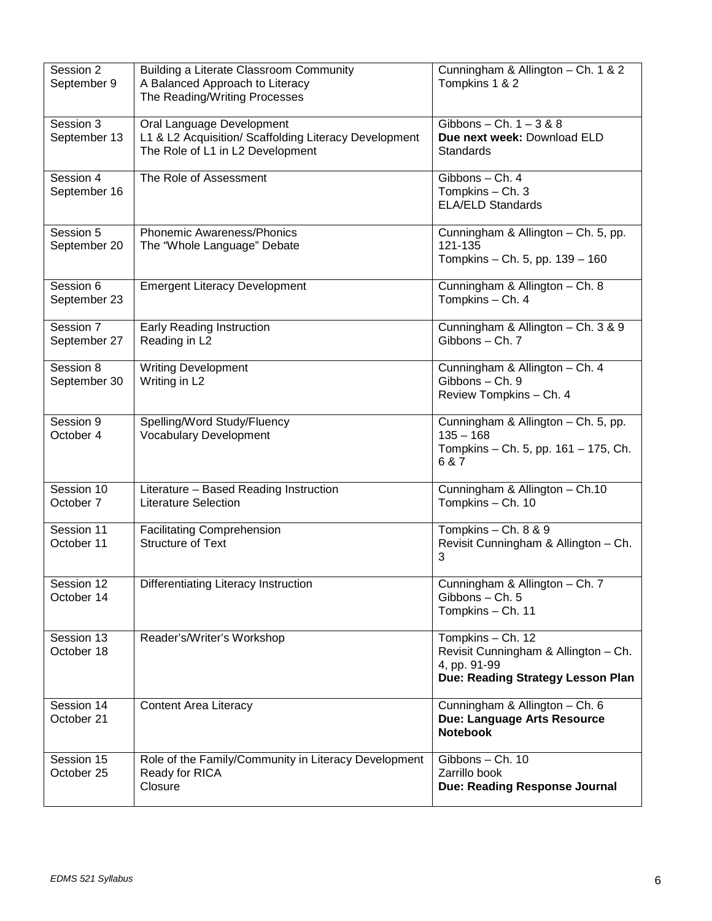| | | |
|---|---|---|
| Session 2<br>September 9 | Building a Literate Classroom Community<br>A Balanced Approach to Literacy<br>The Reading/Writing Processes | Cunningham & Allington – Ch. 1 & 2<br>Tompkins 1 & 2 |
| Session 3<br>September 13 | Oral Language Development<br>L1 & L2 Acquisition/ Scaffolding Literacy Development<br>The Role of L1 in L2 Development | Gibbons – Ch. 1 – 3 & 8<br>**Due next week:** Download ELD Standards |
| Session 4<br>September 16 | The Role of Assessment | Gibbons – Ch. 4<br>Tompkins – Ch. 3<br>ELA/ELD Standards |
| Session 5<br>September 20 | Phonemic Awareness/Phonics<br>The "Whole Language" Debate | Cunningham & Allington – Ch. 5, pp. 121-135<br>Tompkins – Ch. 5, pp. 139 – 160 |
| Session 6<br>September 23 | Emergent Literacy Development | Cunningham & Allington – Ch. 8<br>Tompkins – Ch. 4 |
| Session 7<br>September 27 | Early Reading Instruction<br>Reading in L2 | Cunningham & Allington – Ch. 3 & 9<br>Gibbons – Ch. 7 |
| Session 8<br>September 30 | Writing Development<br>Writing in L2 | Cunningham & Allington – Ch. 4<br>Gibbons – Ch. 9<br>Review Tompkins – Ch. 4 |
| Session 9<br>October 4 | Spelling/Word Study/Fluency<br>Vocabulary Development | Cunningham & Allington – Ch. 5, pp. 135 – 168<br>Tompkins – Ch. 5, pp. 161 – 175, Ch. 6 & 7 |
| Session 10<br>October 7 | Literature – Based Reading Instruction<br>Literature Selection | Cunningham & Allington – Ch.10<br>Tompkins – Ch. 10 |
| Session 11<br>October 11 | Facilitating Comprehension<br>Structure of Text | Tompkins – Ch. 8 & 9<br>Revisit Cunningham & Allington – Ch. 3 |
| Session 12<br>October 14 | Differentiating Literacy Instruction | Cunningham & Allington – Ch. 7<br>Gibbons – Ch. 5<br>Tompkins – Ch. 11 |
| Session 13<br>October 18 | Reader's/Writer's Workshop | Tompkins – Ch. 12<br>Revisit Cunningham & Allington – Ch. 4, pp. 91-99<br>**Due: Reading Strategy Lesson Plan** |
| Session 14<br>October 21 | Content Area Literacy | Cunningham & Allington – Ch. 6<br>**Due: Language Arts Resource Notebook** |
| Session 15<br>October 25 | Role of the Family/Community in Literacy Development<br>Ready for RICA<br>Closure | Gibbons – Ch. 10<br>Zarrillo book<br>**Due: Reading Response Journal** |